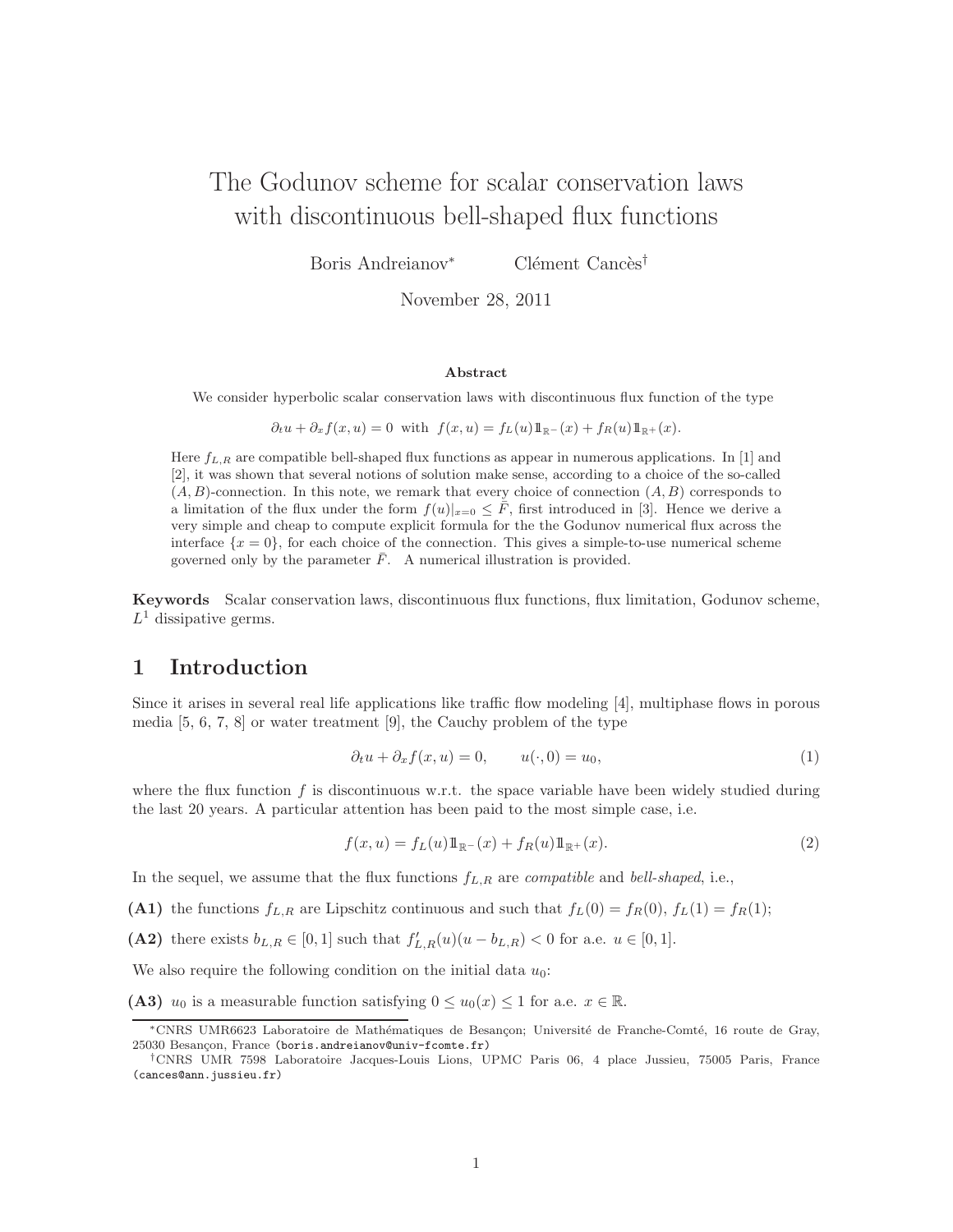# The Godunov scheme for scalar conservation laws with discontinuous bell-shaped flux functions

Boris Andreianov* Clément Cancès†

November 28, 2011

### Abstract

We consider hyperbolic scalar conservation laws with discontinuous flux function of the type

$$\partial_t u + \partial_x f(x,u) = 0 \text{ with } f(x,u) = f_L(u)\mathbb{1}_{\mathbb{R}^-}(x) + f_R(u)\mathbb{1}_{\mathbb{R}^+}(x).$$

Here $f_{L,R}$ are compatible bell-shaped flux functions as appear in numerous applications. In [1] and [2], it was shown that several notions of solution make sense, according to a choice of the so-called $(A,B)$-connection. In this note, we remark that every choice of connection $(A,B)$ corresponds to a limitation of the flux under the form $f(u)|_{x=0} \leq \bar{F}$, first introduced in [3]. Hence we derive a very simple and cheap to compute explicit formula for the the Godunov numerical flux across the interface $\{x=0\}$, for each choice of the connection. This gives a simple-to-use numerical scheme governed only by the parameter $\bar{F}$. A numerical illustration is provided.

**Keywords** Scalar conservation laws, discontinuous flux functions, flux limitation, Godunov scheme, $L^1$ dissipative germs.

## 1 Introduction

Since it arises in several real life applications like traffic flow modeling [4], multiphase flows in porous media [5, 6, 7, 8] or water treatment [9], the Cauchy problem of the type

$$\partial_t u + \partial_x f(x,u) = 0, \qquad u(\cdot,0) = u_0, \tag{1}$$

where the flux function $f$ is discontinuous w.r.t. the space variable have been widely studied during the last 20 years. A particular attention has been paid to the most simple case, i.e.

$$f(x,u) = f_L(u)\mathbb{1}_{\mathbb{R}^-}(x) + f_R(u)\mathbb{1}_{\mathbb{R}^+}(x). \tag{2}$$

In the sequel, we assume that the flux functions $f_{L,R}$ are *compatible* and *bell-shaped*, i.e.,

**(A1)** the functions $f_{L,R}$ are Lipschitz continuous and such that $f_L(0) = f_R(0)$, $f_L(1) = f_R(1)$;

**(A2)** there exists $b_{L,R} \in [0,1]$ such that $f'_{L,R}(u)(u - b_{L,R}) < 0$ for a.e. $u \in [0,1]$.

We also require the following condition on the initial data $u_0$:

**(A3)** $u_0$ is a measurable function satisfying $0 \leq u_0(x) \leq 1$ for a.e. $x \in \mathbb{R}$.

*CNRS UMR6623 Laboratoire de Mathématiques de Besançon; Université de Franche-Comté, 16 route de Gray, 25030 Besançon, France (boris.andreianov@univ-fcomte.fr)

†CNRS UMR 7598 Laboratoire Jacques-Louis Lions, UPMC Paris 06, 4 place Jussieu, 75005 Paris, France (cances@ann.jussieu.fr)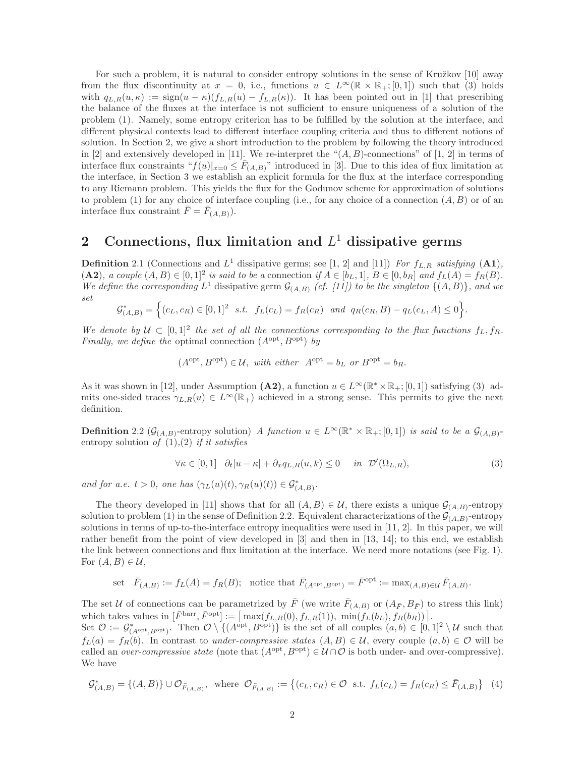For such a problem, it is natural to consider entropy solutions in the sense of Kružkov [10] away from the flux discontinuity at $x = 0$, i.e., functions $u \in L^\infty(\mathbb{R} \times \mathbb{R}_+; [0,1])$ such that (3) holds with $q_{L,R}(u,\kappa) := \text{sign}(u-\kappa)(f_{L,R}(u) - f_{L,R}(\kappa))$. It has been pointed out in [1] that prescribing the balance of the fluxes at the interface is not sufficient to ensure uniqueness of a solution of the problem (1). Namely, some entropy criterion has to be fulfilled by the solution at the interface, and different physical contexts lead to different interface coupling criteria and thus to different notions of solution. In Section 2, we give a short introduction to the problem by following the theory introduced in [2] and extensively developed in [11]. We re-interpret the "$(A,B)$-connections" of [1, 2] in terms of interface flux constraints "$f(u)|_{x=0} \le \bar{F}_{(A,B)}$" introduced in [3]. Due to this idea of flux limitation at the interface, in Section 3 we establish an explicit formula for the flux at the interface corresponding to any Riemann problem. This yields the flux for the Godunov scheme for approximation of solutions to problem (1) for any choice of interface coupling (i.e., for any choice of a connection $(A,B)$ or of an interface flux constraint $\bar{F} = \bar{F}_{(A,B)}$).

## 2 Connections, flux limitation and $L^1$ dissipative germs

**Definition** 2.1 (Connections and $L^1$ dissipative germs; see [1, 2] and [11]) *For $f_{L,R}$ satisfying* (**A1**), (**A2**), *a couple $(A,B) \in [0,1]^2$ is said to be a* connection *if $A \in [b_L, 1]$, $B \in [0, b_R]$ and $f_L(A) = f_R(B)$. We define the corresponding $L^1$* dissipative germ *$\mathcal{G}_{(A,B)}$ (cf. [11]) to be the singleton $\{(A,B)\}$, and we set*

$$\mathcal{G}^*_{(A,B)} = \Big\{ (c_L, c_R) \in [0,1]^2 \ \text{ s.t. } \ f_L(c_L) = f_R(c_R) \ \text{ and } \ q_R(c_R, B) - q_L(c_L, A) \le 0 \Big\}.$$

*We denote by $\mathcal{U} \subset [0,1]^2$ the set of all the connections corresponding to the flux functions $f_L, f_R$. Finally, we define the* optimal connection *$(A^{\text{opt}}, B^{\text{opt}})$ by*

$$(A^{\text{opt}}, B^{\text{opt}}) \in \mathcal{U}, \ \text{ with either } \ A^{\text{opt}} = b_L \ \text{ or } B^{\text{opt}} = b_R.$$

As it was shown in [12], under Assumption **(A2)**, a function $u \in L^\infty(\mathbb{R}^* \times \mathbb{R}_+; [0,1])$ satisfying (3) admits one-sided traces $\gamma_{L,R}(u) \in L^\infty(\mathbb{R}_+)$ achieved in a strong sense. This permits to give the next definition.

**Definition** 2.2 ($\mathcal{G}_{(A,B)}$-entropy solution) *A function $u \in L^\infty(\mathbb{R}^* \times \mathbb{R}_+; [0,1])$ is said to be a $\mathcal{G}_{(A,B)}$-*entropy solution *of* (1),(2) *if it satisfies*

$$\forall \kappa \in [0,1] \ \ \partial_t |u - \kappa| + \partial_x q_{L,R}(u, k) \le 0 \quad \text{ in } \ \mathcal{D}'(\Omega_{L,R}), \tag{3}$$

*and for a.e. $t > 0$, one has $(\gamma_L(u)(t), \gamma_R(u)(t)) \in \mathcal{G}^*_{(A,B)}$.*

The theory developed in [11] shows that for all $(A,B) \in \mathcal{U}$, there exists a unique $\mathcal{G}_{(A,B)}$-entropy solution to problem (1) in the sense of Definition 2.2. Equivalent characterizations of the $\mathcal{G}_{(A,B)}$-entropy solutions in terms of up-to-the-interface entropy inequalities were used in [11, 2]. In this paper, we will rather benefit from the point of view developed in [3] and then in [13, 14]; to this end, we establish the link between connections and flux limitation at the interface. We need more notations (see Fig. 1). For $(A,B) \in \mathcal{U}$,

$$\text{set } \ \bar{F}_{(A,B)} := f_L(A) = f_R(B); \ \text{ notice that } \bar{F}_{(A^{\text{opt}}, B^{\text{opt}})} = \bar{F}^{\text{opt}} := \max_{(A,B)\in\mathcal{U}} \bar{F}_{(A,B)}.$$

The set $\mathcal{U}$ of connections can be parametrized by $\bar{F}$ (we write $\bar{F}_{(A,B)}$ or $(A_{\bar{F}}, B_{\bar{F}})$ to stress this link) which takes values in $[\bar{F}^{\text{barr}}, \bar{F}^{\text{opt}}] := \big[ \max(f_{L,R}(0), f_{L,R}(1)), \ \min(f_L(b_L), f_R(b_R)) \big]$.
Set $\mathcal{O} := \mathcal{G}^*_{(A^{\text{opt}}, B^{\text{opt}})}$. Then $\mathcal{O} \setminus \{(A^{\text{opt}}, B^{\text{opt}})\}$ is the set of all couples $(a,b) \in [0,1]^2 \setminus \mathcal{U}$ such that $f_L(a) = f_R(b)$. In contrast to *under-compressive states* $(A,B) \in \mathcal{U}$, every couple $(a,b) \in \mathcal{O}$ will be called an *over-compressive state* (note that $(A^{\text{opt}}, B^{\text{opt}}) \in \mathcal{U} \cap \mathcal{O}$ is both under- and over-compressive). We have

$$\mathcal{G}^*_{(A,B)} = \{(A,B)\} \cup \mathcal{O}_{\bar{F}_{(A,B)}}, \ \text{ where } \ \mathcal{O}_{\bar{F}_{(A,B)}} := \big\{ (c_L, c_R) \in \mathcal{O} \ \text{ s.t. } \ f_L(c_L) = f_R(c_R) \le \bar{F}_{(A,B)} \big\} \tag{4}$$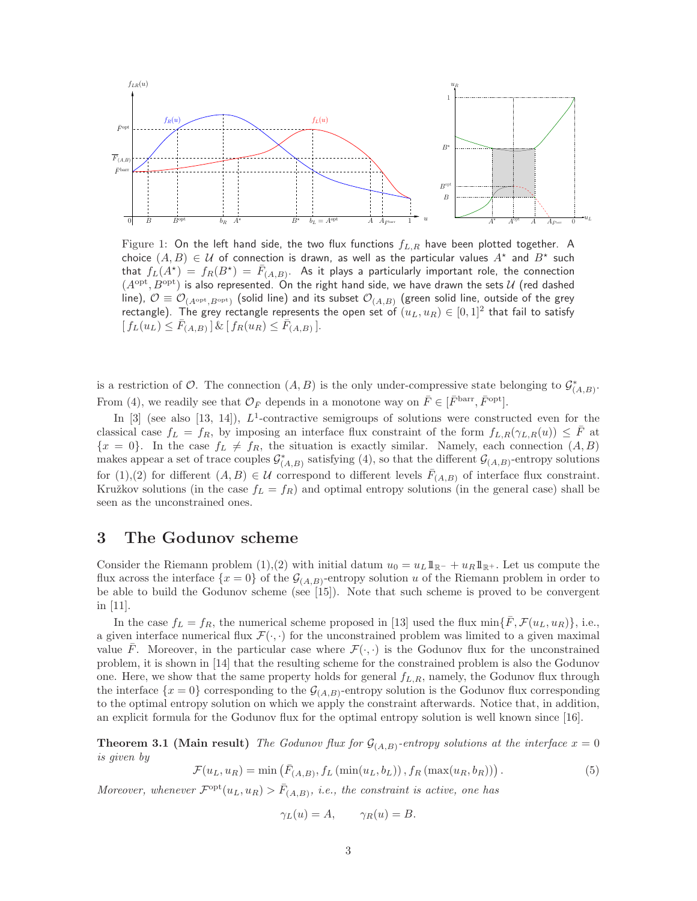$f_{LR}(u)$

$f_R(u)$

$f_L(u)$

$\bar{F}^{\text{opt}}$

$\overline{F}_{(A,B)}$

$\bar{F}^{\text{barr}}$

0 $B$ $B^{\text{opt}}$ $b_R$ $A^\star$ $B^\star$ $b_L = A^{\text{opt}}$ $A$ $A_{\bar{F}^{\text{barr}}}$ 1 $u$

$u_R$

1

$B^\star$

$B^{\text{opt}}$

$B$

$A^\star$ $A^{\text{opt}}$ $A$ $A_{\bar{F}^{\text{barr}}}$ 0 $u_L$

Figure 1: On the left hand side, the two flux functions $f_{L,R}$ have been plotted together. A choice $(A, B) \in \mathcal{U}$ of connection is drawn, as well as the particular values $A^\star$ and $B^\star$ such that $f_L(A^\star) = f_R(B^\star) = \bar{F}_{(A,B)}$. As it plays a particularly important role, the connection $(A^{\text{opt}}, B^{\text{opt}})$ is also represented. On the right hand side, we have drawn the sets $\mathcal{U}$ (red dashed line), $\mathcal{O} \equiv \mathcal{O}_{(A^{\text{opt}},B^{\text{opt}})}$ (solid line) and its subset $\mathcal{O}_{(A,B)}$ (green solid line, outside of the grey rectangle). The grey rectangle represents the open set of $(u_L, u_R) \in [0, 1]^2$ that fail to satisfy $[\, f_L(u_L) \leq \bar{F}_{(A,B)}\,] \,\&\, [\, f_R(u_R) \leq \bar{F}_{(A,B)}\,]$.

is a restriction of $\mathcal{O}$. The connection $(A, B)$ is the only under-compressive state belonging to $\mathcal{G}^*_{(A,B)}$. From (4), we readily see that $\mathcal{O}_{\bar{F}}$ depends in a monotone way on $\bar{F} \in [\bar{F}^{\text{barr}}, \bar{F}^{\text{opt}}]$.

In [3] (see also [13, 14]), $L^1$-contractive semigroups of solutions were constructed even for the classical case $f_L = f_R$, by imposing an interface flux constraint of the form $f_{L,R}(\gamma_{L,R}(u)) \leq \bar{F}$ at $\{x = 0\}$. In the case $f_L \neq f_R$, the situation is exactly similar. Namely, each connection $(A, B)$ makes appear a set of trace couples $\mathcal{G}^*_{(A,B)}$ satisfying (4), so that the different $\mathcal{G}_{(A,B)}$-entropy solutions for (1),(2) for different $(A, B) \in \mathcal{U}$ correspond to different levels $\bar{F}_{(A,B)}$ of interface flux constraint. Kružkov solutions (in the case $f_L = f_R$) and optimal entropy solutions (in the general case) shall be seen as the unconstrained ones.

## 3 The Godunov scheme

Consider the Riemann problem (1),(2) with initial datum $u_0 = u_L \mathbb{1}_{\mathbb{R}^-} + u_R \mathbb{1}_{\mathbb{R}^+}$. Let us compute the flux across the interface $\{x = 0\}$ of the $\mathcal{G}_{(A,B)}$-entropy solution $u$ of the Riemann problem in order to be able to build the Godunov scheme (see [15]). Note that such scheme is proved to be convergent in [11].

In the case $f_L = f_R$, the numerical scheme proposed in [13] used the flux $\min\{\bar{F}, \mathcal{F}(u_L, u_R)\}$, i.e., a given interface numerical flux $\mathcal{F}(\cdot, \cdot)$ for the unconstrained problem was limited to a given maximal value $\bar{F}$. Moreover, in the particular case where $\mathcal{F}(\cdot, \cdot)$ is the Godunov flux for the unconstrained problem, it is shown in [14] that the resulting scheme for the constrained problem is also the Godunov one. Here, we show that the same property holds for general $f_{L,R}$, namely, the Godunov flux through the interface $\{x = 0\}$ corresponding to the $\mathcal{G}_{(A,B)}$-entropy solution is the Godunov flux corresponding to the optimal entropy solution on which we apply the constraint afterwards. Notice that, in addition, an explicit formula for the Godunov flux for the optimal entropy solution is well known since [16].

**Theorem 3.1 (Main result)** *The Godunov flux for $\mathcal{G}_{(A,B)}$-entropy solutions at the interface $x = 0$ is given by*

$$\mathcal{F}(u_L, u_R) = \min\left(\bar{F}_{(A,B)}, f_L\left(\min(u_L, b_L)\right), f_R\left(\max(u_R, b_R)\right)\right). \tag{5}$$

*Moreover, whenever $\mathcal{F}^{\text{opt}}(u_L, u_R) > \bar{F}_{(A,B)}$, i.e., the constraint is active, one has*

$$\gamma_L(u) = A, \qquad \gamma_R(u) = B.$$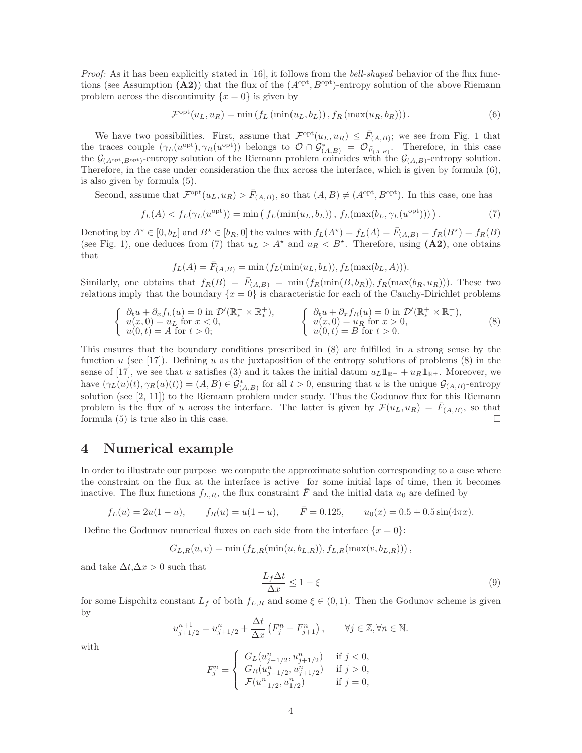*Proof:* As it has been explicitly stated in [16], it follows from the *bell-shaped* behavior of the flux functions (see Assumption **(A2)**) that the flux of the $(A^{\rm opt}, B^{\rm opt})$-entropy solution of the above Riemann problem across the discontinuity $\{x = 0\}$ is given by

$$\mathcal{F}^{\rm opt}(u_L, u_R) = \min\left(f_L\left(\min(u_L, b_L)\right), f_R\left(\max(u_R, b_R)\right)\right). \tag{6}$$

We have two possibilities. First, assume that $\mathcal{F}^{\rm opt}(u_L, u_R) \le \bar{F}_{(A,B)}$; we see from Fig. 1 that the traces couple $(\gamma_L(u^{\rm opt}), \gamma_R(u^{\rm opt}))$ belongs to $\mathcal{O} \cap \mathcal{G}^*_{(A,B)} = \mathcal{O}_{\bar{F}_{(A,B)}}$. Therefore, in this case the $\mathcal{G}_{(A^{\rm opt},B^{\rm opt})}$-entropy solution of the Riemann problem coincides with the $\mathcal{G}_{(A,B)}$-entropy solution. Therefore, in the case under consideration the flux across the interface, which is given by formula (6), is also given by formula (5).

Second, assume that $\mathcal{F}^{\rm opt}(u_L, u_R) > \bar{F}_{(A,B)}$, so that $(A,B) \neq (A^{\rm opt}, B^{\rm opt})$. In this case, one has

$$f_L(A) < f_L(\gamma_L(u^{\rm opt})) = \min\big(\, f_L(\min(u_L, b_L))\,,\, f_L(\max(b_L, \gamma_L(u^{\rm opt})))\,\big)\,. \tag{7}$$

Denoting by $A^\star \in [0, b_L]$ and $B^\star \in [b_R, 0]$ the values with $f_L(A^\star) = f_L(A) = \bar{F}_{(A,B)} = f_R(B^\star) = f_R(B)$ (see Fig. 1), one deduces from (7) that $u_L > A^\star$ and $u_R < B^\star$. Therefore, using **(A2)**, one obtains that

$$f_L(A) = \bar{F}_{(A,B)} = \min\left(f_L(\min(u_L, b_L)), f_L(\max(b_L, A))\right).$$

Similarly, one obtains that $f_R(B) = \bar{F}_{(A,B)} = \min\left(f_R(\min(B, b_R)), f_R(\max(b_R, u_R))\right)$. These two relations imply that the boundary $\{x = 0\}$ is characteristic for each of the Cauchy-Dirichlet problems

$$\left\{\begin{array}{l} \partial_t u + \partial_x f_L(u) = 0 \text{ in } \mathcal{D}'(\mathbb{R}^-_* \times \mathbb{R}^+_*), \\ u(x,0) = u_L \text{ for } x < 0, \\ u(0,t) = A \text{ for } t > 0; \end{array}\right. \qquad \left\{\begin{array}{l} \partial_t u + \partial_x f_R(u) = 0 \text{ in } \mathcal{D}'(\mathbb{R}^+_* \times \mathbb{R}^+_*), \\ u(x,0) = u_R \text{ for } x > 0, \\ u(0,t) = B \text{ for } t > 0. \end{array}\right. \tag{8}$$

This ensures that the boundary conditions prescribed in (8) are fulfilled in a strong sense by the function $u$ (see [17]). Defining $u$ as the juxtaposition of the entropy solutions of problems (8) in the sense of [17], we see that $u$ satisfies (3) and it takes the initial datum $u_L 1\!\!1_{\mathbb{R}^-} + u_R 1\!\!1_{\mathbb{R}^+}$. Moreover, we have $(\gamma_L(u)(t), \gamma_R(u)(t)) = (A,B) \in \mathcal{G}^*_{(A,B)}$ for all $t > 0$, ensuring that $u$ is the unique $\mathcal{G}_{(A,B)}$-entropy solution (see [2, 11]) to the Riemann problem under study. Thus the Godunov flux for this Riemann problem is the flux of $u$ across the interface. The latter is given by $\mathcal{F}(u_L, u_R) = \bar{F}_{(A,B)}$, so that formula (5) is true also in this case. $\square$

## 4 Numerical example

In order to illustrate our purpose we compute the approximate solution corresponding to a case where the constraint on the flux at the interface is active for some initial laps of time, then it becomes inactive. The flux functions $f_{L,R}$, the flux constraint $\bar{F}$ and the initial data $u_0$ are defined by

$$f_L(u) = 2u(1-u), \qquad f_R(u) = u(1-u), \qquad \bar{F} = 0.125, \qquad u_0(x) = 0.5 + 0.5\sin(4\pi x).$$

Define the Godunov numerical fluxes on each side from the interface $\{x = 0\}$:

$$G_{L,R}(u,v) = \min\left(f_{L,R}(\min(u, b_{L,R})), f_{L,R}(\max(v, b_{L,R}))\right),$$

and take $\Delta t, \Delta x > 0$ such that

$$\frac{L_f \Delta t}{\Delta x} \le 1 - \xi \tag{9}$$

for some Lispchitz constant $L_f$ of both $f_{L,R}$ and some $\xi \in (0,1)$. Then the Godunov scheme is given by

$$u^{n+1}_{j+1/2} = u^n_{j+1/2} + \frac{\Delta t}{\Delta x}\left(F^n_j - F^n_{j+1}\right), \qquad \forall j \in \mathbb{Z}, \forall n \in \mathbb{N}.$$

with

$$F^n_j = \left\{\begin{array}{ll} G_L(u^n_{j-1/2}, u^n_{j+1/2}) & \text{if } j < 0, \\ G_R(u^n_{j-1/2}, u^n_{j+1/2}) & \text{if } j > 0, \\ \mathcal{F}(u^n_{-1/2}, u^n_{1/2}) & \text{if } j = 0, \end{array}\right.$$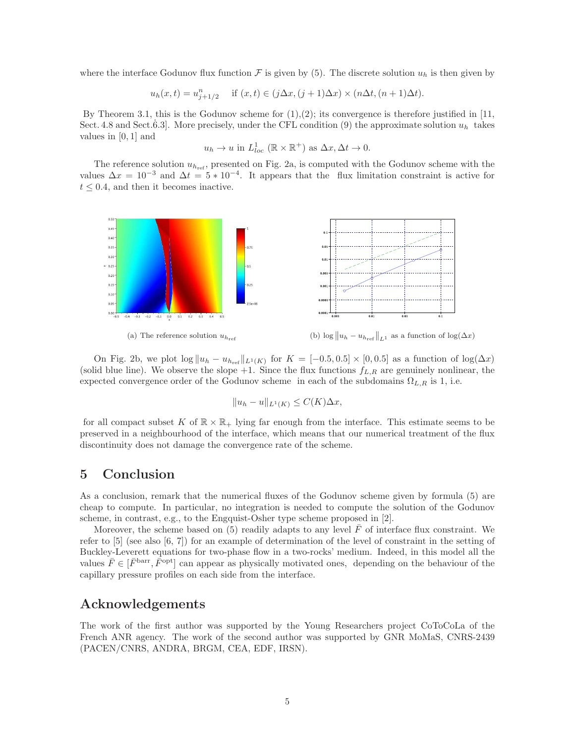where the interface Godunov flux function $\mathcal{F}$ is given by (5). The discrete solution $u_h$ is then given by

$$u_h(x,t) = u^n_{j+1/2} \quad \text{if } (x,t) \in (j\Delta x, (j+1)\Delta x) \times (n\Delta t, (n+1)\Delta t).$$

By Theorem 3.1, this is the Godunov scheme for (1),(2); its convergence is therefore justified in [11, Sect. 4.8 and Sect.6.3]. More precisely, under the CFL condition (9) the approximate solution $u_h$ takes values in $[0,1]$ and

$$u_h \to u \text{ in } L^1_{loc}\ (\mathbb{R} \times \mathbb{R}^+) \text{ as } \Delta x, \Delta t \to 0.$$

The reference solution $u_{h_{\text{ref}}}$, presented on Fig. 2a, is computed with the Godunov scheme with the values $\Delta x = 10^{-3}$ and $\Delta t = 5 * 10^{-4}$. It appears that the flux limitation constraint is active for $t \leq 0.4$, and then it becomes inactive.

(a) The reference solution $u_{h_{\text{ref}}}$

(b) $\log \|u_h - u_{h_{\text{ref}}}\|_{L^1}$ as a function of $\log(\Delta x)$

On Fig. 2b, we plot $\log \|u_h - u_{h_{\text{ref}}}\|_{L^1(K)}$ for $K = [-0.5, 0.5] \times [0, 0.5]$ as a function of $\log(\Delta x)$ (solid blue line). We observe the slope $+1$. Since the flux functions $f_{L,R}$ are genuinely nonlinear, the expected convergence order of the Godunov scheme in each of the subdomains $\Omega_{L,R}$ is 1, i.e.

$$\|u_h - u\|_{L^1(K)} \leq C(K)\Delta x,$$

for all compact subset $K$ of $\mathbb{R} \times \mathbb{R}_+$ lying far enough from the interface. This estimate seems to be preserved in a neighbourhood of the interface, which means that our numerical treatment of the flux discontinuity does not damage the convergence rate of the scheme.

# 5 Conclusion

As a conclusion, remark that the numerical fluxes of the Godunov scheme given by formula (5) are cheap to compute. In particular, no integration is needed to compute the solution of the Godunov scheme, in contrast, e.g., to the Engquist-Osher type scheme proposed in [2].

Moreover, the scheme based on (5) readily adapts to any level $\bar{F}$ of interface flux constraint. We refer to [5] (see also [6, 7]) for an example of determination of the level of constraint in the setting of Buckley-Leverett equations for two-phase flow in a two-rocks' medium. Indeed, in this model all the values $\bar{F} \in [\bar{F}^{\text{barr}}, \bar{F}^{\text{opt}}]$ can appear as physically motivated ones, depending on the behaviour of the capillary pressure profiles on each side from the interface.

# Acknowledgements

The work of the first author was supported by the Young Researchers project CoToCoLa of the French ANR agency. The work of the second author was supported by GNR MoMaS, CNRS-2439 (PACEN/CNRS, ANDRA, BRGM, CEA, EDF, IRSN).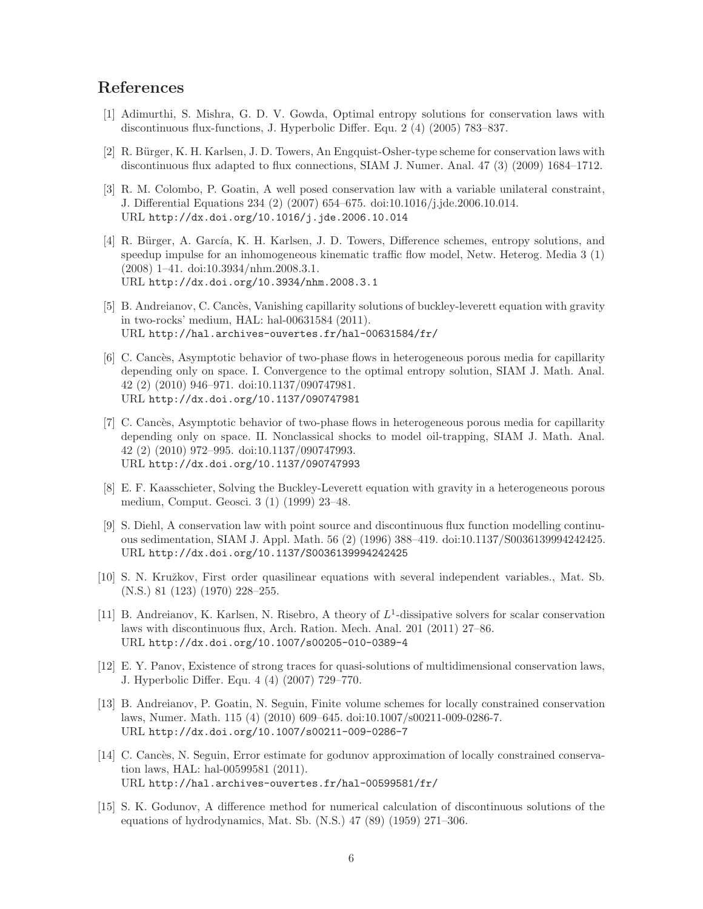## References

[1] Adimurthi, S. Mishra, G. D. V. Gowda, Optimal entropy solutions for conservation laws with discontinuous flux-functions, J. Hyperbolic Differ. Equ. 2 (4) (2005) 783–837.

[2] R. Bürger, K. H. Karlsen, J. D. Towers, An Engquist-Osher-type scheme for conservation laws with discontinuous flux adapted to flux connections, SIAM J. Numer. Anal. 47 (3) (2009) 1684–1712.

[3] R. M. Colombo, P. Goatin, A well posed conservation law with a variable unilateral constraint, J. Differential Equations 234 (2) (2007) 654–675. doi:10.1016/j.jde.2006.10.014.
URL http://dx.doi.org/10.1016/j.jde.2006.10.014

[4] R. Bürger, A. García, K. H. Karlsen, J. D. Towers, Difference schemes, entropy solutions, and speedup impulse for an inhomogeneous kinematic traffic flow model, Netw. Heterog. Media 3 (1) (2008) 1–41. doi:10.3934/nhm.2008.3.1.
URL http://dx.doi.org/10.3934/nhm.2008.3.1

[5] B. Andreianov, C. Cancès, Vanishing capillarity solutions of buckley-leverett equation with gravity in two-rocks' medium, HAL: hal-00631584 (2011).
URL http://hal.archives-ouvertes.fr/hal-00631584/fr/

[6] C. Cancès, Asymptotic behavior of two-phase flows in heterogeneous porous media for capillarity depending only on space. I. Convergence to the optimal entropy solution, SIAM J. Math. Anal. 42 (2) (2010) 946–971. doi:10.1137/090747981.
URL http://dx.doi.org/10.1137/090747981

[7] C. Cancès, Asymptotic behavior of two-phase flows in heterogeneous porous media for capillarity depending only on space. II. Nonclassical shocks to model oil-trapping, SIAM J. Math. Anal. 42 (2) (2010) 972–995. doi:10.1137/090747993.
URL http://dx.doi.org/10.1137/090747993

[8] E. F. Kaasschieter, Solving the Buckley-Leverett equation with gravity in a heterogeneous porous medium, Comput. Geosci. 3 (1) (1999) 23–48.

[9] S. Diehl, A conservation law with point source and discontinuous flux function modelling continuous sedimentation, SIAM J. Appl. Math. 56 (2) (1996) 388–419. doi:10.1137/S0036139994242425.
URL http://dx.doi.org/10.1137/S0036139994242425

[10] S. N. Kružkov, First order quasilinear equations with several independent variables., Mat. Sb. (N.S.) 81 (123) (1970) 228–255.

[11] B. Andreianov, K. Karlsen, N. Risebro, A theory of $L^1$-dissipative solvers for scalar conservation laws with discontinuous flux, Arch. Ration. Mech. Anal. 201 (2011) 27–86.
URL http://dx.doi.org/10.1007/s00205-010-0389-4

[12] E. Y. Panov, Existence of strong traces for quasi-solutions of multidimensional conservation laws, J. Hyperbolic Differ. Equ. 4 (4) (2007) 729–770.

[13] B. Andreianov, P. Goatin, N. Seguin, Finite volume schemes for locally constrained conservation laws, Numer. Math. 115 (4) (2010) 609–645. doi:10.1007/s00211-009-0286-7.
URL http://dx.doi.org/10.1007/s00211-009-0286-7

[14] C. Cancès, N. Seguin, Error estimate for godunov approximation of locally constrained conservation laws, HAL: hal-00599581 (2011).
URL http://hal.archives-ouvertes.fr/hal-00599581/fr/

[15] S. K. Godunov, A difference method for numerical calculation of discontinuous solutions of the equations of hydrodynamics, Mat. Sb. (N.S.) 47 (89) (1959) 271–306.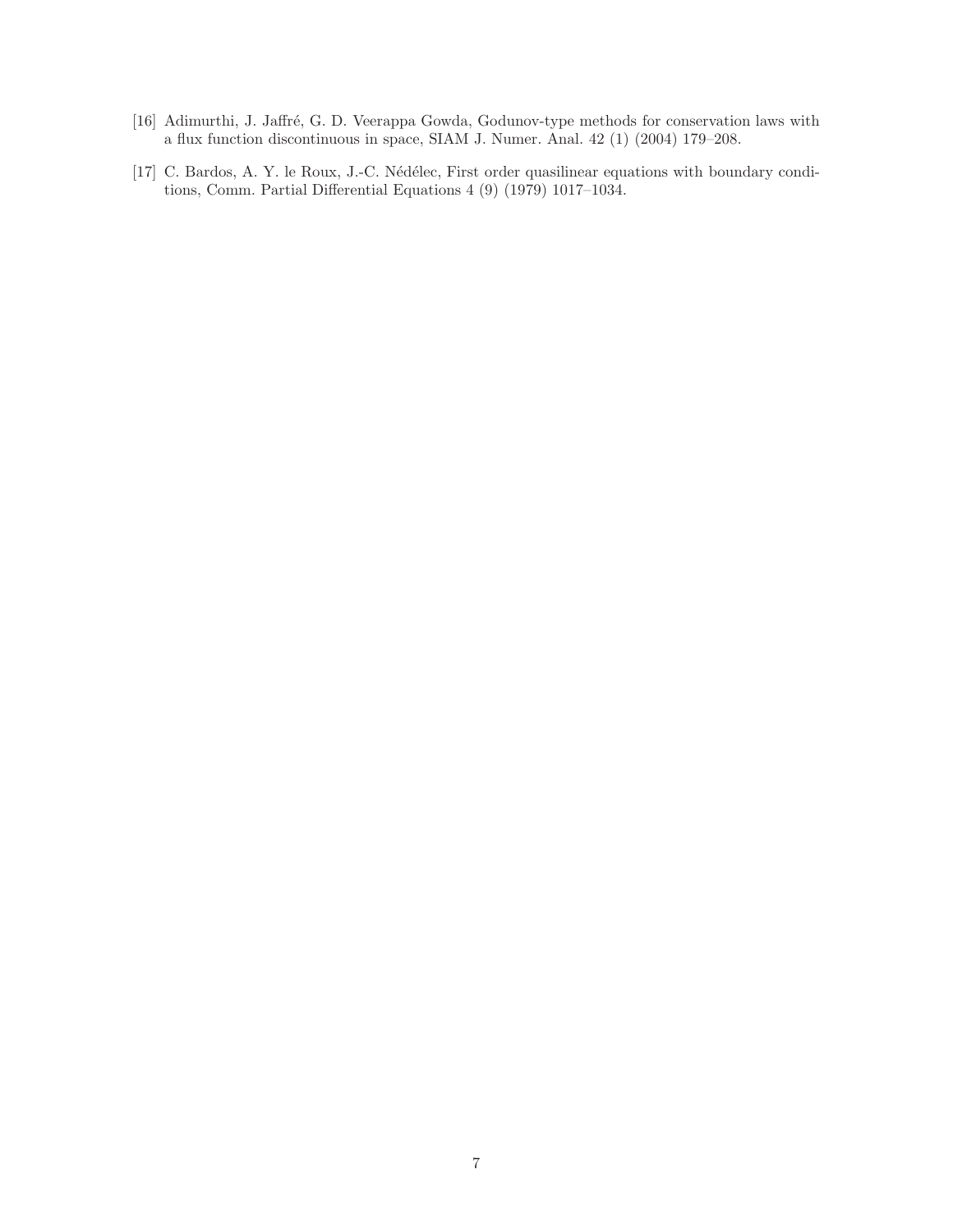[16] Adimurthi, J. Jaffré, G. D. Veerappa Gowda, Godunov-type methods for conservation laws with a flux function discontinuous in space, SIAM J. Numer. Anal. 42 (1) (2004) 179–208.

[17] C. Bardos, A. Y. le Roux, J.-C. Nédélec, First order quasilinear equations with boundary conditions, Comm. Partial Differential Equations 4 (9) (1979) 1017–1034.